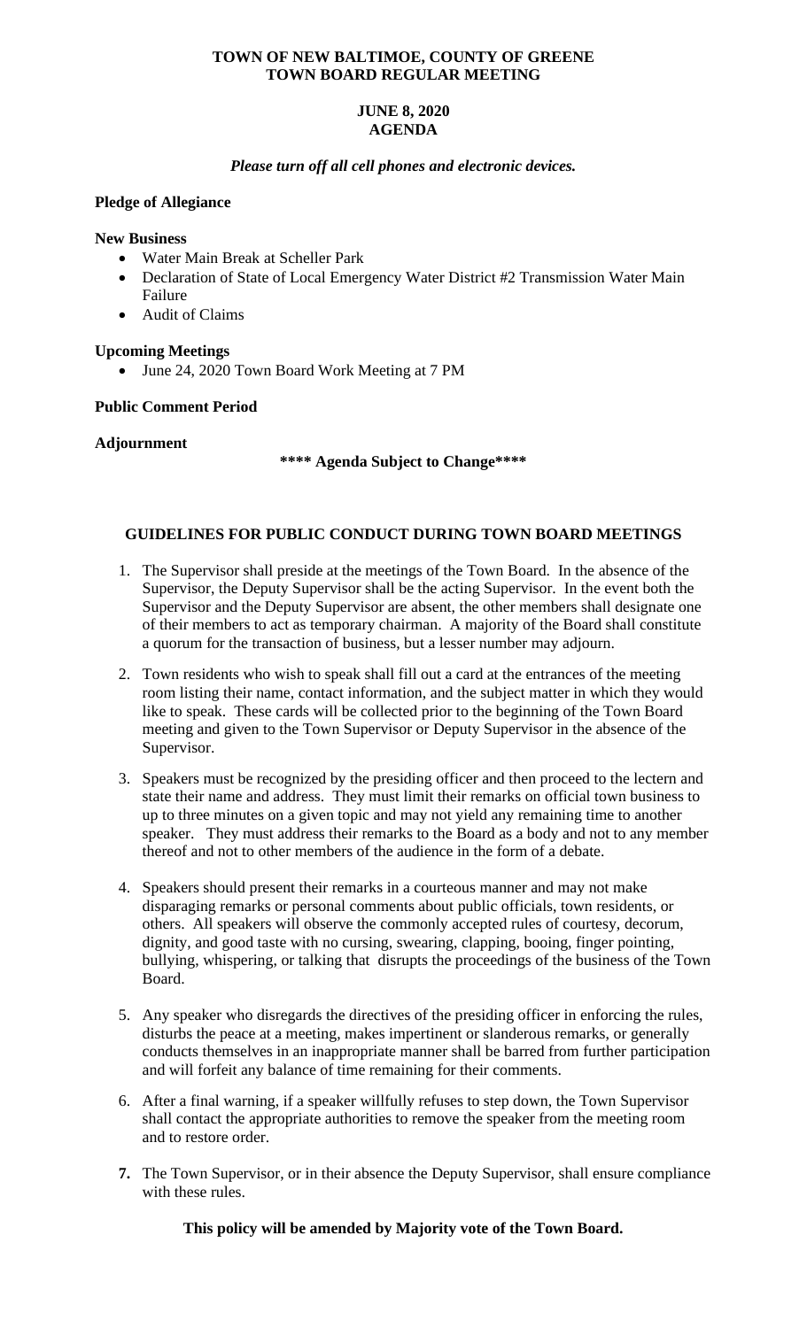**TOWN OF NEW BALTIMOE, COUNTY OF GREENE**
**TOWN BOARD REGULAR MEETING**

**JUNE 8, 2020**
**AGENDA**

***Please turn off all cell phones and electronic devices.***

**Pledge of Allegiance**

**New Business**

- Water Main Break at Scheller Park
- Declaration of State of Local Emergency Water District #2 Transmission Water Main Failure
- Audit of Claims

**Upcoming Meetings**

- June 24, 2020 Town Board Work Meeting at 7 PM

**Public Comment Period**

**Adjournment**

**\*\*\*\* Agenda Subject to Change\*\*\*\***

**GUIDELINES FOR PUBLIC CONDUCT DURING TOWN BOARD MEETINGS**

1. The Supervisor shall preside at the meetings of the Town Board. In the absence of the Supervisor, the Deputy Supervisor shall be the acting Supervisor. In the event both the Supervisor and the Deputy Supervisor are absent, the other members shall designate one of their members to act as temporary chairman. A majority of the Board shall constitute a quorum for the transaction of business, but a lesser number may adjourn.

2. Town residents who wish to speak shall fill out a card at the entrances of the meeting room listing their name, contact information, and the subject matter in which they would like to speak. These cards will be collected prior to the beginning of the Town Board meeting and given to the Town Supervisor or Deputy Supervisor in the absence of the Supervisor.

3. Speakers must be recognized by the presiding officer and then proceed to the lectern and state their name and address. They must limit their remarks on official town business to up to three minutes on a given topic and may not yield any remaining time to another speaker. They must address their remarks to the Board as a body and not to any member thereof and not to other members of the audience in the form of a debate.

4. Speakers should present their remarks in a courteous manner and may not make disparaging remarks or personal comments about public officials, town residents, or others. All speakers will observe the commonly accepted rules of courtesy, decorum, dignity, and good taste with no cursing, swearing, clapping, booing, finger pointing, bullying, whispering, or talking that disrupts the proceedings of the business of the Town Board.

5. Any speaker who disregards the directives of the presiding officer in enforcing the rules, disturbs the peace at a meeting, makes impertinent or slanderous remarks, or generally conducts themselves in an inappropriate manner shall be barred from further participation and will forfeit any balance of time remaining for their comments.

6. After a final warning, if a speaker willfully refuses to step down, the Town Supervisor shall contact the appropriate authorities to remove the speaker from the meeting room and to restore order.

7. The Town Supervisor, or in their absence the Deputy Supervisor, shall ensure compliance with these rules.

**This policy will be amended by Majority vote of the Town Board.**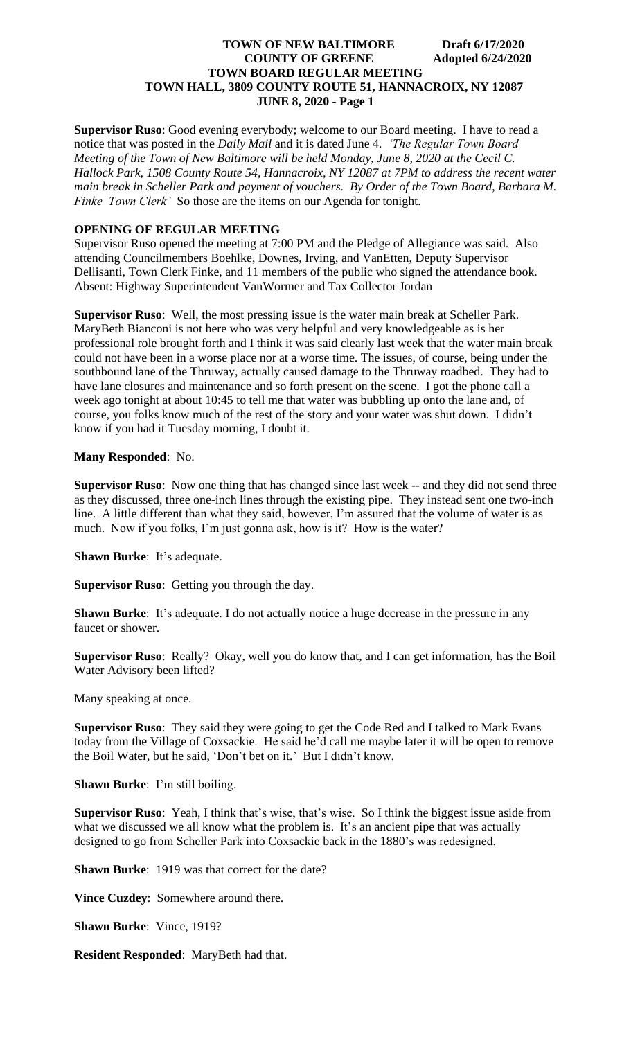**Supervisor Ruso**: Good evening everybody; welcome to our Board meeting. I have to read a notice that was posted in the *Daily Mail* and it is dated June 4. *'The Regular Town Board Meeting of the Town of New Baltimore will be held Monday, June 8, 2020 at the Cecil C. Hallock Park, 1508 County Route 54, Hannacroix, NY 12087 at 7PM to address the recent water main break in Scheller Park and payment of vouchers. By Order of the Town Board, Barbara M. Finke Town Clerk'* So those are the items on our Agenda for tonight.

**OPENING OF REGULAR MEETING**

Supervisor Ruso opened the meeting at 7:00 PM and the Pledge of Allegiance was said. Also attending Councilmembers Boehlke, Downes, Irving, and VanEtten, Deputy Supervisor Dellisanti, Town Clerk Finke, and 11 members of the public who signed the attendance book. Absent: Highway Superintendent VanWormer and Tax Collector Jordan

**Supervisor Ruso**: Well, the most pressing issue is the water main break at Scheller Park. MaryBeth Bianconi is not here who was very helpful and very knowledgeable as is her professional role brought forth and I think it was said clearly last week that the water main break could not have been in a worse place nor at a worse time. The issues, of course, being under the southbound lane of the Thruway, actually caused damage to the Thruway roadbed. They had to have lane closures and maintenance and so forth present on the scene. I got the phone call a week ago tonight at about 10:45 to tell me that water was bubbling up onto the lane and, of course, you folks know much of the rest of the story and your water was shut down. I didn't know if you had it Tuesday morning, I doubt it.

**Many Responded**: No.

**Supervisor Ruso**: Now one thing that has changed since last week -- and they did not send three as they discussed, three one-inch lines through the existing pipe. They instead sent one two-inch line. A little different than what they said, however, I'm assured that the volume of water is as much. Now if you folks, I'm just gonna ask, how is it? How is the water?

**Shawn Burke**: It's adequate.

**Supervisor Ruso**: Getting you through the day.

**Shawn Burke**: It's adequate. I do not actually notice a huge decrease in the pressure in any faucet or shower.

**Supervisor Ruso**: Really? Okay, well you do know that, and I can get information, has the Boil Water Advisory been lifted?

Many speaking at once.

**Supervisor Ruso**: They said they were going to get the Code Red and I talked to Mark Evans today from the Village of Coxsackie. He said he'd call me maybe later it will be open to remove the Boil Water, but he said, 'Don't bet on it.' But I didn't know.

**Shawn Burke**: I'm still boiling.

**Supervisor Ruso**: Yeah, I think that's wise, that's wise. So I think the biggest issue aside from what we discussed we all know what the problem is. It's an ancient pipe that was actually designed to go from Scheller Park into Coxsackie back in the 1880's was redesigned.

**Shawn Burke**: 1919 was that correct for the date?

**Vince Cuzdey**: Somewhere around there.

**Shawn Burke**: Vince, 1919?

**Resident Responded**: MaryBeth had that.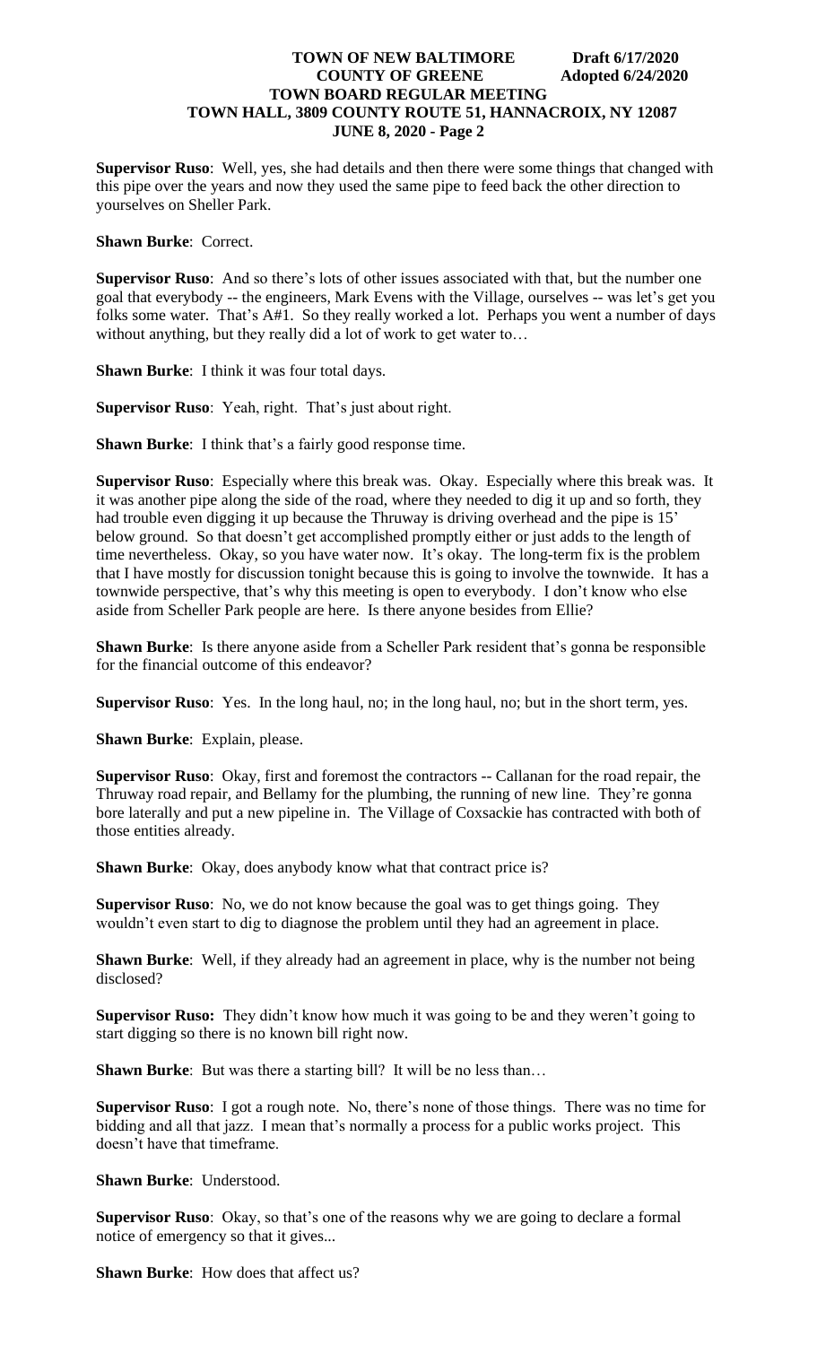**Supervisor Ruso**: Well, yes, she had details and then there were some things that changed with this pipe over the years and now they used the same pipe to feed back the other direction to yourselves on Sheller Park.

**Shawn Burke**: Correct.

**Supervisor Ruso**: And so there's lots of other issues associated with that, but the number one goal that everybody -- the engineers, Mark Evens with the Village, ourselves -- was let's get you folks some water. That's A#1. So they really worked a lot. Perhaps you went a number of days without anything, but they really did a lot of work to get water to…

**Shawn Burke**: I think it was four total days.

**Supervisor Ruso**: Yeah, right. That's just about right.

**Shawn Burke**: I think that's a fairly good response time.

**Supervisor Ruso**: Especially where this break was. Okay. Especially where this break was. It it was another pipe along the side of the road, where they needed to dig it up and so forth, they had trouble even digging it up because the Thruway is driving overhead and the pipe is 15' below ground. So that doesn't get accomplished promptly either or just adds to the length of time nevertheless. Okay, so you have water now. It's okay. The long-term fix is the problem that I have mostly for discussion tonight because this is going to involve the townwide. It has a townwide perspective, that's why this meeting is open to everybody. I don't know who else aside from Scheller Park people are here. Is there anyone besides from Ellie?

**Shawn Burke**: Is there anyone aside from a Scheller Park resident that's gonna be responsible for the financial outcome of this endeavor?

**Supervisor Ruso**: Yes. In the long haul, no; in the long haul, no; but in the short term, yes.

**Shawn Burke**: Explain, please.

**Supervisor Ruso**: Okay, first and foremost the contractors -- Callanan for the road repair, the Thruway road repair, and Bellamy for the plumbing, the running of new line. They're gonna bore laterally and put a new pipeline in. The Village of Coxsackie has contracted with both of those entities already.

**Shawn Burke**: Okay, does anybody know what that contract price is?

**Supervisor Ruso**: No, we do not know because the goal was to get things going. They wouldn't even start to dig to diagnose the problem until they had an agreement in place.

**Shawn Burke**: Well, if they already had an agreement in place, why is the number not being disclosed?

**Supervisor Ruso:** They didn't know how much it was going to be and they weren't going to start digging so there is no known bill right now.

**Shawn Burke**: But was there a starting bill? It will be no less than…

**Supervisor Ruso**: I got a rough note. No, there's none of those things. There was no time for bidding and all that jazz. I mean that's normally a process for a public works project. This doesn't have that timeframe.

**Shawn Burke**: Understood.

**Supervisor Ruso**: Okay, so that's one of the reasons why we are going to declare a formal notice of emergency so that it gives...

**Shawn Burke**: How does that affect us?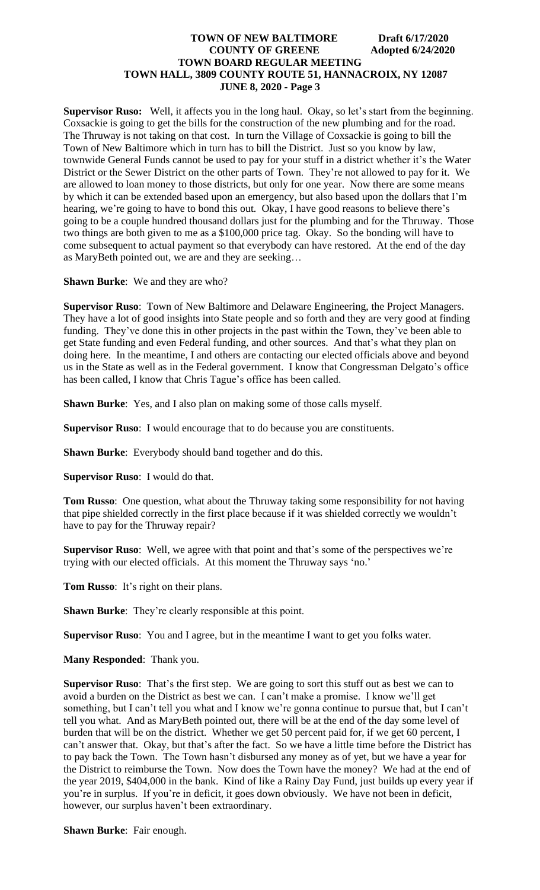**Supervisor Ruso:** Well, it affects you in the long haul. Okay, so let's start from the beginning. Coxsackie is going to get the bills for the construction of the new plumbing and for the road. The Thruway is not taking on that cost. In turn the Village of Coxsackie is going to bill the Town of New Baltimore which in turn has to bill the District. Just so you know by law, townwide General Funds cannot be used to pay for your stuff in a district whether it's the Water District or the Sewer District on the other parts of Town. They're not allowed to pay for it. We are allowed to loan money to those districts, but only for one year. Now there are some means by which it can be extended based upon an emergency, but also based upon the dollars that I'm hearing, we're going to have to bond this out. Okay, I have good reasons to believe there's going to be a couple hundred thousand dollars just for the plumbing and for the Thruway. Those two things are both given to me as a $100,000 price tag. Okay. So the bonding will have to come subsequent to actual payment so that everybody can have restored. At the end of the day as MaryBeth pointed out, we are and they are seeking…

**Shawn Burke**: We and they are who?

**Supervisor Ruso**: Town of New Baltimore and Delaware Engineering, the Project Managers. They have a lot of good insights into State people and so forth and they are very good at finding funding. They've done this in other projects in the past within the Town, they've been able to get State funding and even Federal funding, and other sources. And that's what they plan on doing here. In the meantime, I and others are contacting our elected officials above and beyond us in the State as well as in the Federal government. I know that Congressman Delgato's office has been called, I know that Chris Tague's office has been called.

**Shawn Burke**: Yes, and I also plan on making some of those calls myself.

**Supervisor Ruso**: I would encourage that to do because you are constituents.

**Shawn Burke**: Everybody should band together and do this.

**Supervisor Ruso**: I would do that.

**Tom Russo**: One question, what about the Thruway taking some responsibility for not having that pipe shielded correctly in the first place because if it was shielded correctly we wouldn't have to pay for the Thruway repair?

**Supervisor Ruso**: Well, we agree with that point and that's some of the perspectives we're trying with our elected officials. At this moment the Thruway says 'no.'

**Tom Russo**: It's right on their plans.

**Shawn Burke**: They're clearly responsible at this point.

**Supervisor Ruso**: You and I agree, but in the meantime I want to get you folks water.

**Many Responded**: Thank you.

**Supervisor Ruso**: That's the first step. We are going to sort this stuff out as best we can to avoid a burden on the District as best we can. I can't make a promise. I know we'll get something, but I can't tell you what and I know we're gonna continue to pursue that, but I can't tell you what. And as MaryBeth pointed out, there will be at the end of the day some level of burden that will be on the district. Whether we get 50 percent paid for, if we get 60 percent, I can't answer that. Okay, but that's after the fact. So we have a little time before the District has to pay back the Town. The Town hasn't disbursed any money as of yet, but we have a year for the District to reimburse the Town. Now does the Town have the money? We had at the end of the year 2019, $404,000 in the bank. Kind of like a Rainy Day Fund, just builds up every year if you're in surplus. If you're in deficit, it goes down obviously. We have not been in deficit, however, our surplus haven't been extraordinary.

**Shawn Burke**: Fair enough.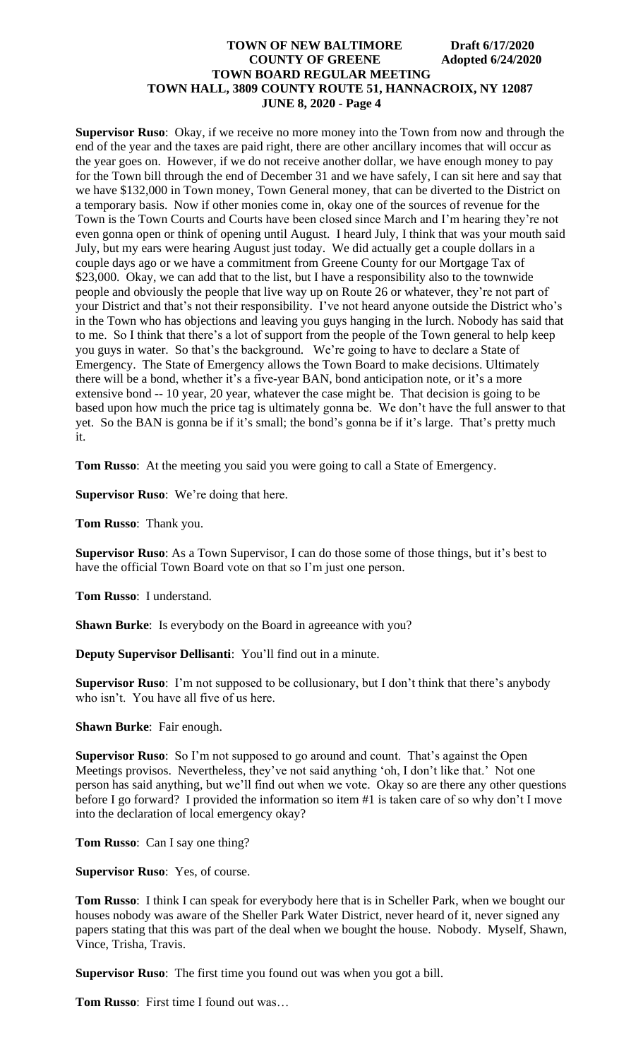**Supervisor Ruso**: Okay, if we receive no more money into the Town from now and through the end of the year and the taxes are paid right, there are other ancillary incomes that will occur as the year goes on. However, if we do not receive another dollar, we have enough money to pay for the Town bill through the end of December 31 and we have safely, I can sit here and say that we have $132,000 in Town money, Town General money, that can be diverted to the District on a temporary basis. Now if other monies come in, okay one of the sources of revenue for the Town is the Town Courts and Courts have been closed since March and I'm hearing they're not even gonna open or think of opening until August. I heard July, I think that was your mouth said July, but my ears were hearing August just today. We did actually get a couple dollars in a couple days ago or we have a commitment from Greene County for our Mortgage Tax of $23,000. Okay, we can add that to the list, but I have a responsibility also to the townwide people and obviously the people that live way up on Route 26 or whatever, they're not part of your District and that's not their responsibility. I've not heard anyone outside the District who's in the Town who has objections and leaving you guys hanging in the lurch. Nobody has said that to me. So I think that there's a lot of support from the people of the Town general to help keep you guys in water. So that's the background. We're going to have to declare a State of Emergency. The State of Emergency allows the Town Board to make decisions. Ultimately there will be a bond, whether it's a five-year BAN, bond anticipation note, or it's a more extensive bond -- 10 year, 20 year, whatever the case might be. That decision is going to be based upon how much the price tag is ultimately gonna be. We don't have the full answer to that yet. So the BAN is gonna be if it's small; the bond's gonna be if it's large. That's pretty much it.

**Tom Russo**: At the meeting you said you were going to call a State of Emergency.

**Supervisor Ruso**: We're doing that here.

**Tom Russo**: Thank you.

**Supervisor Ruso**: As a Town Supervisor, I can do those some of those things, but it's best to have the official Town Board vote on that so I'm just one person.

**Tom Russo**: I understand.

**Shawn Burke**: Is everybody on the Board in agreeance with you?

**Deputy Supervisor Dellisanti**: You'll find out in a minute.

**Supervisor Ruso**: I'm not supposed to be collusionary, but I don't think that there's anybody who isn't. You have all five of us here.

**Shawn Burke**: Fair enough.

**Supervisor Ruso**: So I'm not supposed to go around and count. That's against the Open Meetings provisos. Nevertheless, they've not said anything 'oh, I don't like that.' Not one person has said anything, but we'll find out when we vote. Okay so are there any other questions before I go forward? I provided the information so item #1 is taken care of so why don't I move into the declaration of local emergency okay?

**Tom Russo**: Can I say one thing?

**Supervisor Ruso**: Yes, of course.

**Tom Russo**: I think I can speak for everybody here that is in Scheller Park, when we bought our houses nobody was aware of the Sheller Park Water District, never heard of it, never signed any papers stating that this was part of the deal when we bought the house. Nobody. Myself, Shawn, Vince, Trisha, Travis.

**Supervisor Ruso**: The first time you found out was when you got a bill.

**Tom Russo**: First time I found out was…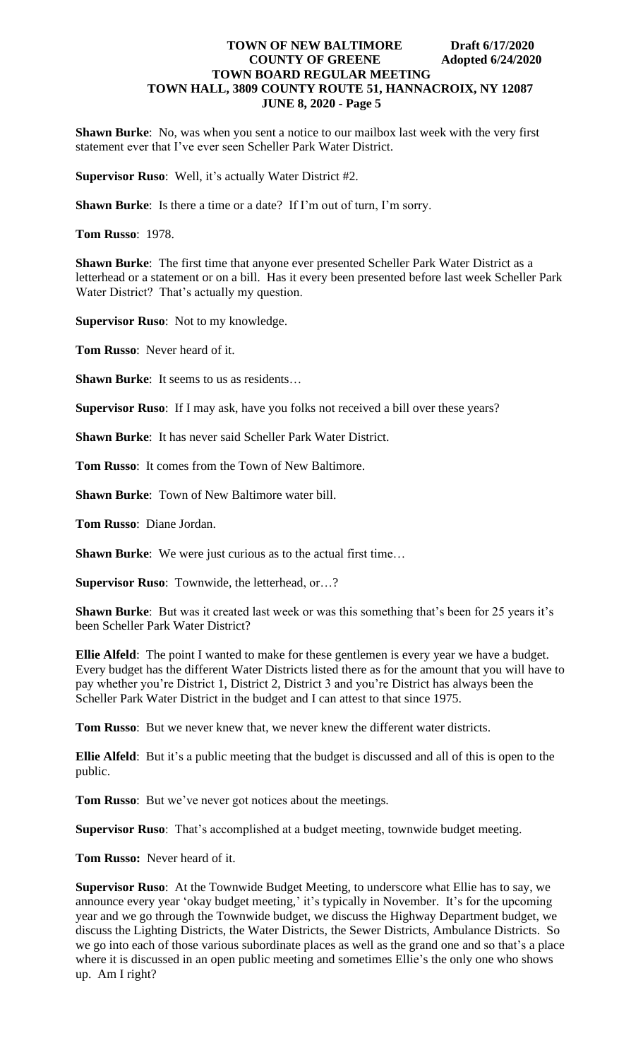**Shawn Burke**: No, was when you sent a notice to our mailbox last week with the very first statement ever that I've ever seen Scheller Park Water District.

**Supervisor Ruso**: Well, it's actually Water District #2.

**Shawn Burke**: Is there a time or a date? If I'm out of turn, I'm sorry.

**Tom Russo**: 1978.

**Shawn Burke**: The first time that anyone ever presented Scheller Park Water District as a letterhead or a statement or on a bill. Has it every been presented before last week Scheller Park Water District? That's actually my question.

**Supervisor Ruso**: Not to my knowledge.

**Tom Russo**: Never heard of it.

**Shawn Burke**: It seems to us as residents…

**Supervisor Ruso**: If I may ask, have you folks not received a bill over these years?

**Shawn Burke**: It has never said Scheller Park Water District.

**Tom Russo**: It comes from the Town of New Baltimore.

**Shawn Burke**: Town of New Baltimore water bill.

**Tom Russo**: Diane Jordan.

**Shawn Burke**: We were just curious as to the actual first time…

**Supervisor Ruso**: Townwide, the letterhead, or…?

**Shawn Burke**: But was it created last week or was this something that's been for 25 years it's been Scheller Park Water District?

**Ellie Alfeld**: The point I wanted to make for these gentlemen is every year we have a budget. Every budget has the different Water Districts listed there as for the amount that you will have to pay whether you're District 1, District 2, District 3 and you're District has always been the Scheller Park Water District in the budget and I can attest to that since 1975.

**Tom Russo**: But we never knew that, we never knew the different water districts.

**Ellie Alfeld**: But it's a public meeting that the budget is discussed and all of this is open to the public.

**Tom Russo**: But we've never got notices about the meetings.

**Supervisor Ruso**: That's accomplished at a budget meeting, townwide budget meeting.

**Tom Russo:** Never heard of it.

**Supervisor Ruso**: At the Townwide Budget Meeting, to underscore what Ellie has to say, we announce every year 'okay budget meeting,' it's typically in November. It's for the upcoming year and we go through the Townwide budget, we discuss the Highway Department budget, we discuss the Lighting Districts, the Water Districts, the Sewer Districts, Ambulance Districts. So we go into each of those various subordinate places as well as the grand one and so that's a place where it is discussed in an open public meeting and sometimes Ellie's the only one who shows up. Am I right?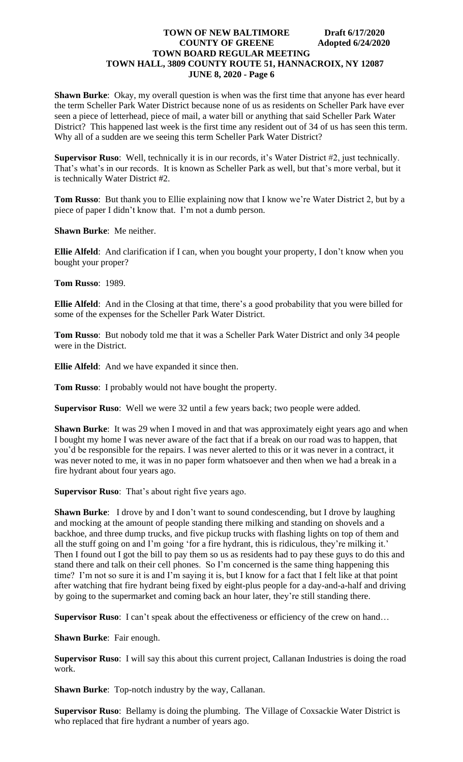**Shawn Burke**: Okay, my overall question is when was the first time that anyone has ever heard the term Scheller Park Water District because none of us as residents on Scheller Park have ever seen a piece of letterhead, piece of mail, a water bill or anything that said Scheller Park Water District? This happened last week is the first time any resident out of 34 of us has seen this term. Why all of a sudden are we seeing this term Scheller Park Water District?

**Supervisor Ruso**: Well, technically it is in our records, it's Water District #2, just technically. That's what's in our records. It is known as Scheller Park as well, but that's more verbal, but it is technically Water District #2.

**Tom Russo**: But thank you to Ellie explaining now that I know we're Water District 2, but by a piece of paper I didn't know that. I'm not a dumb person.

**Shawn Burke**: Me neither.

**Ellie Alfeld**: And clarification if I can, when you bought your property, I don't know when you bought your proper?

**Tom Russo**: 1989.

**Ellie Alfeld**: And in the Closing at that time, there's a good probability that you were billed for some of the expenses for the Scheller Park Water District.

**Tom Russo**: But nobody told me that it was a Scheller Park Water District and only 34 people were in the District.

**Ellie Alfeld**: And we have expanded it since then.

**Tom Russo**: I probably would not have bought the property.

**Supervisor Ruso**: Well we were 32 until a few years back; two people were added.

**Shawn Burke**: It was 29 when I moved in and that was approximately eight years ago and when I bought my home I was never aware of the fact that if a break on our road was to happen, that you'd be responsible for the repairs. I was never alerted to this or it was never in a contract, it was never noted to me, it was in no paper form whatsoever and then when we had a break in a fire hydrant about four years ago.

**Supervisor Ruso**: That's about right five years ago.

**Shawn Burke**: I drove by and I don't want to sound condescending, but I drove by laughing and mocking at the amount of people standing there milking and standing on shovels and a backhoe, and three dump trucks, and five pickup trucks with flashing lights on top of them and all the stuff going on and I'm going 'for a fire hydrant, this is ridiculous, they're milking it.' Then I found out I got the bill to pay them so us as residents had to pay these guys to do this and stand there and talk on their cell phones. So I'm concerned is the same thing happening this time? I'm not so sure it is and I'm saying it is, but I know for a fact that I felt like at that point after watching that fire hydrant being fixed by eight-plus people for a day-and-a-half and driving by going to the supermarket and coming back an hour later, they're still standing there.

**Supervisor Ruso**: I can't speak about the effectiveness or efficiency of the crew on hand…

**Shawn Burke**: Fair enough.

**Supervisor Ruso**: I will say this about this current project, Callanan Industries is doing the road work.

**Shawn Burke**: Top-notch industry by the way, Callanan.

**Supervisor Ruso**: Bellamy is doing the plumbing. The Village of Coxsackie Water District is who replaced that fire hydrant a number of years ago.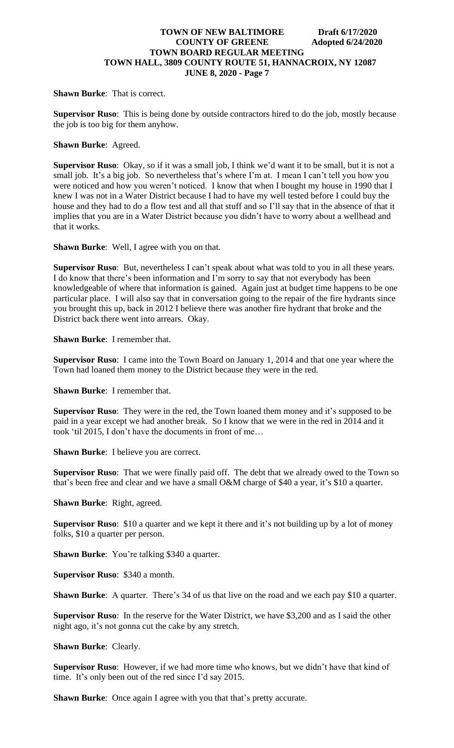**Shawn Burke**: That is correct.

**Supervisor Ruso**: This is being done by outside contractors hired to do the job, mostly because the job is too big for them anyhow.

**Shawn Burke**: Agreed.

**Supervisor Ruso**: Okay, so if it was a small job, I think we'd want it to be small, but it is not a small job. It's a big job. So nevertheless that's where I'm at. I mean I can't tell you how you were noticed and how you weren't noticed. I know that when I bought my house in 1990 that I knew I was not in a Water District because I had to have my well tested before I could buy the house and they had to do a flow test and all that stuff and so I'll say that in the absence of that it implies that you are in a Water District because you didn't have to worry about a wellhead and that it works.

**Shawn Burke**: Well, I agree with you on that.

**Supervisor Ruso**: But, nevertheless I can't speak about what was told to you in all these years. I do know that there's been information and I'm sorry to say that not everybody has been knowledgeable of where that information is gained. Again just at budget time happens to be one particular place. I will also say that in conversation going to the repair of the fire hydrants since you brought this up, back in 2012 I believe there was another fire hydrant that broke and the District back there went into arrears. Okay.

**Shawn Burke**: I remember that.

**Supervisor Ruso**: I came into the Town Board on January 1, 2014 and that one year where the Town had loaned them money to the District because they were in the red.

**Shawn Burke**: I remember that.

**Supervisor Ruso**: They were in the red, the Town loaned them money and it's supposed to be paid in a year except we had another break. So I know that we were in the red in 2014 and it took 'til 2015, I don't have the documents in front of me…

**Shawn Burke**: I believe you are correct.

**Supervisor Ruso**: That we were finally paid off. The debt that we already owed to the Town so that's been free and clear and we have a small O&M charge of $40 a year, it's $10 a quarter.

**Shawn Burke**: Right, agreed.

**Supervisor Ruso**: $10 a quarter and we kept it there and it's not building up by a lot of money folks, $10 a quarter per person.

**Shawn Burke**: You're talking $340 a quarter.

**Supervisor Ruso**: $340 a month.

**Shawn Burke**: A quarter. There's 34 of us that live on the road and we each pay $10 a quarter.

**Supervisor Ruso**: In the reserve for the Water District, we have $3,200 and as I said the other night ago, it's not gonna cut the cake by any stretch.

**Shawn Burke**: Clearly.

**Supervisor Ruso**: However, if we had more time who knows, but we didn't have that kind of time. It's only been out of the red since I'd say 2015.

**Shawn Burke**: Once again I agree with you that that's pretty accurate.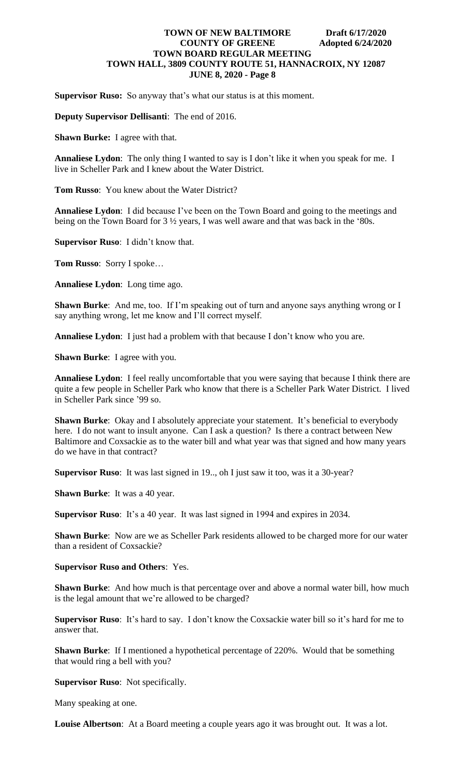**Supervisor Ruso:** So anyway that's what our status is at this moment.

**Deputy Supervisor Dellisanti**: The end of 2016.

**Shawn Burke:** I agree with that.

**Annaliese Lydon**: The only thing I wanted to say is I don't like it when you speak for me. I live in Scheller Park and I knew about the Water District.

**Tom Russo**: You knew about the Water District?

**Annaliese Lydon**: I did because I've been on the Town Board and going to the meetings and being on the Town Board for 3 ½ years, I was well aware and that was back in the '80s.

**Supervisor Ruso**: I didn't know that.

**Tom Russo**: Sorry I spoke…

**Annaliese Lydon**: Long time ago.

**Shawn Burke**: And me, too. If I'm speaking out of turn and anyone says anything wrong or I say anything wrong, let me know and I'll correct myself.

**Annaliese Lydon**: I just had a problem with that because I don't know who you are.

**Shawn Burke**: I agree with you.

**Annaliese Lydon**: I feel really uncomfortable that you were saying that because I think there are quite a few people in Scheller Park who know that there is a Scheller Park Water District. I lived in Scheller Park since '99 so.

**Shawn Burke**: Okay and I absolutely appreciate your statement. It's beneficial to everybody here. I do not want to insult anyone. Can I ask a question? Is there a contract between New Baltimore and Coxsackie as to the water bill and what year was that signed and how many years do we have in that contract?

**Supervisor Ruso**: It was last signed in 19.., oh I just saw it too, was it a 30-year?

**Shawn Burke**: It was a 40 year.

**Supervisor Ruso**: It's a 40 year. It was last signed in 1994 and expires in 2034.

**Shawn Burke**: Now are we as Scheller Park residents allowed to be charged more for our water than a resident of Coxsackie?

**Supervisor Ruso and Others**: Yes.

**Shawn Burke**: And how much is that percentage over and above a normal water bill, how much is the legal amount that we're allowed to be charged?

**Supervisor Ruso**: It's hard to say. I don't know the Coxsackie water bill so it's hard for me to answer that.

**Shawn Burke**: If I mentioned a hypothetical percentage of 220%. Would that be something that would ring a bell with you?

**Supervisor Ruso**: Not specifically.

Many speaking at one.

**Louise Albertson**: At a Board meeting a couple years ago it was brought out. It was a lot.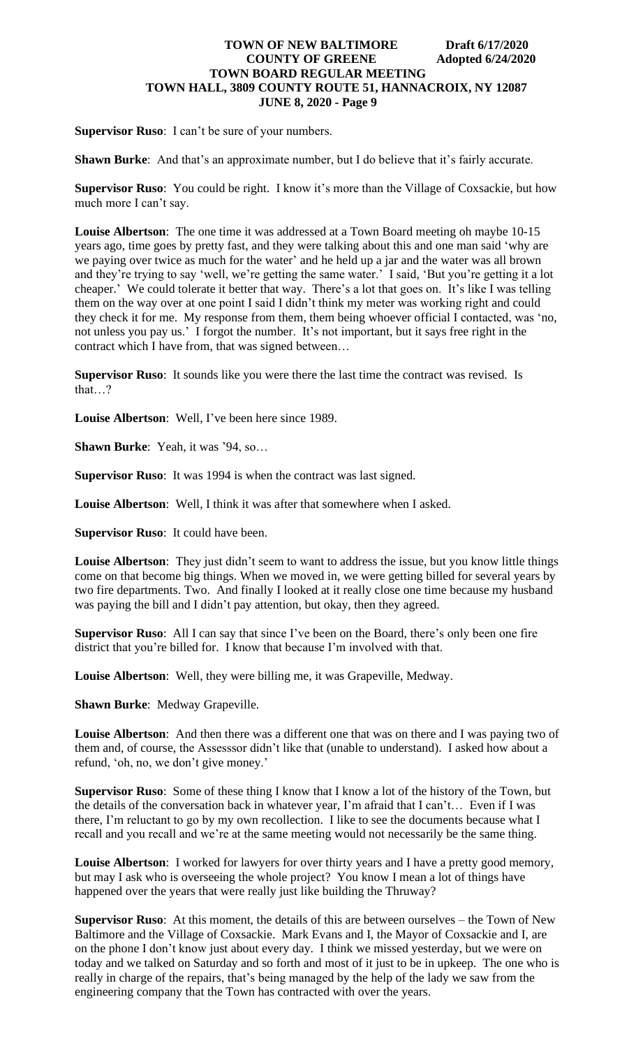**Supervisor Ruso**: I can't be sure of your numbers.

**Shawn Burke**: And that's an approximate number, but I do believe that it's fairly accurate.

**Supervisor Ruso**: You could be right. I know it's more than the Village of Coxsackie, but how much more I can't say.

**Louise Albertson**: The one time it was addressed at a Town Board meeting oh maybe 10-15 years ago, time goes by pretty fast, and they were talking about this and one man said 'why are we paying over twice as much for the water' and he held up a jar and the water was all brown and they're trying to say 'well, we're getting the same water.' I said, 'But you're getting it a lot cheaper.' We could tolerate it better that way. There's a lot that goes on. It's like I was telling them on the way over at one point I said I didn't think my meter was working right and could they check it for me. My response from them, them being whoever official I contacted, was 'no, not unless you pay us.' I forgot the number. It's not important, but it says free right in the contract which I have from, that was signed between…

**Supervisor Ruso**: It sounds like you were there the last time the contract was revised. Is that…?

**Louise Albertson**: Well, I've been here since 1989.

**Shawn Burke**: Yeah, it was '94, so…

**Supervisor Ruso**: It was 1994 is when the contract was last signed.

**Louise Albertson**: Well, I think it was after that somewhere when I asked.

**Supervisor Ruso**: It could have been.

**Louise Albertson**: They just didn't seem to want to address the issue, but you know little things come on that become big things. When we moved in, we were getting billed for several years by two fire departments. Two. And finally I looked at it really close one time because my husband was paying the bill and I didn't pay attention, but okay, then they agreed.

**Supervisor Ruso**: All I can say that since I've been on the Board, there's only been one fire district that you're billed for. I know that because I'm involved with that.

**Louise Albertson**: Well, they were billing me, it was Grapeville, Medway.

**Shawn Burke**: Medway Grapeville.

**Louise Albertson**: And then there was a different one that was on there and I was paying two of them and, of course, the Assesssor didn't like that (unable to understand). I asked how about a refund, 'oh, no, we don't give money.'

**Supervisor Ruso**: Some of these thing I know that I know a lot of the history of the Town, but the details of the conversation back in whatever year, I'm afraid that I can't… Even if I was there, I'm reluctant to go by my own recollection. I like to see the documents because what I recall and you recall and we're at the same meeting would not necessarily be the same thing.

**Louise Albertson**: I worked for lawyers for over thirty years and I have a pretty good memory, but may I ask who is overseeing the whole project? You know I mean a lot of things have happened over the years that were really just like building the Thruway?

**Supervisor Ruso**: At this moment, the details of this are between ourselves – the Town of New Baltimore and the Village of Coxsackie. Mark Evans and I, the Mayor of Coxsackie and I, are on the phone I don't know just about every day. I think we missed yesterday, but we were on today and we talked on Saturday and so forth and most of it just to be in upkeep. The one who is really in charge of the repairs, that's being managed by the help of the lady we saw from the engineering company that the Town has contracted with over the years.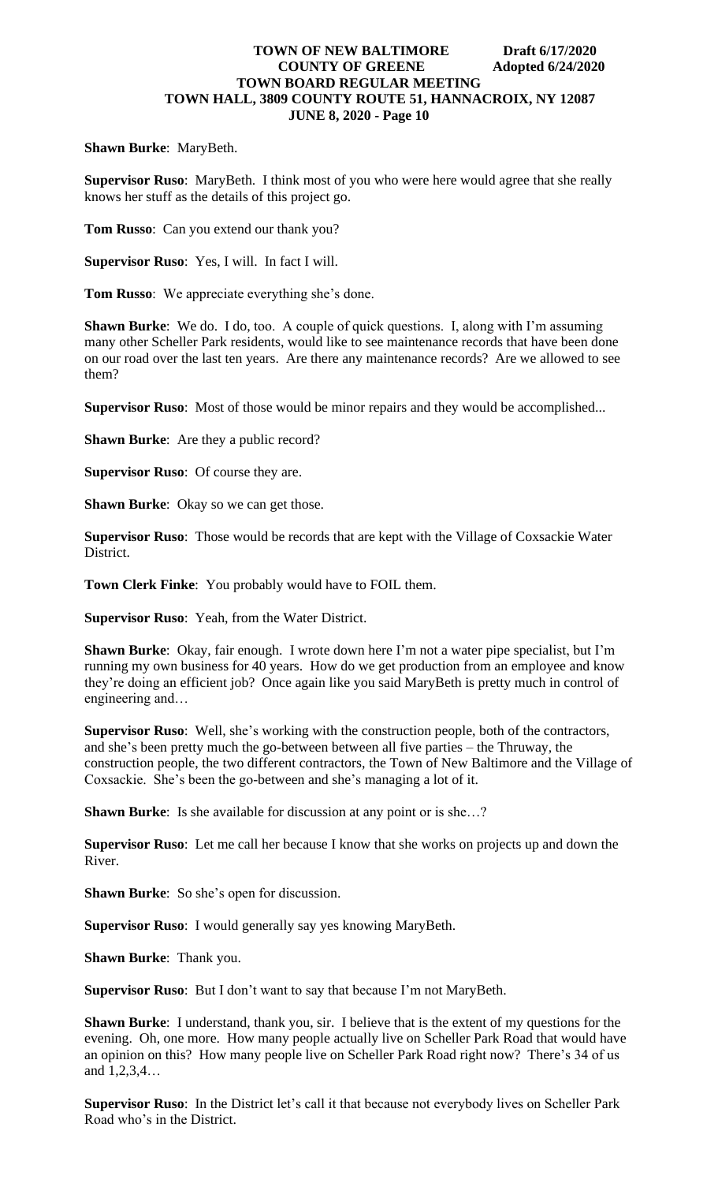**Shawn Burke**: MaryBeth.

**Supervisor Ruso**: MaryBeth. I think most of you who were here would agree that she really knows her stuff as the details of this project go.

**Tom Russo**: Can you extend our thank you?

**Supervisor Ruso**: Yes, I will. In fact I will.

**Tom Russo**: We appreciate everything she's done.

**Shawn Burke**: We do. I do, too. A couple of quick questions. I, along with I'm assuming many other Scheller Park residents, would like to see maintenance records that have been done on our road over the last ten years. Are there any maintenance records? Are we allowed to see them?

**Supervisor Ruso**: Most of those would be minor repairs and they would be accomplished...

**Shawn Burke**: Are they a public record?

**Supervisor Ruso**: Of course they are.

**Shawn Burke**: Okay so we can get those.

**Supervisor Ruso**: Those would be records that are kept with the Village of Coxsackie Water District.

**Town Clerk Finke**: You probably would have to FOIL them.

**Supervisor Ruso**: Yeah, from the Water District.

**Shawn Burke**: Okay, fair enough. I wrote down here I'm not a water pipe specialist, but I'm running my own business for 40 years. How do we get production from an employee and know they're doing an efficient job? Once again like you said MaryBeth is pretty much in control of engineering and…

**Supervisor Ruso**: Well, she's working with the construction people, both of the contractors, and she's been pretty much the go-between between all five parties – the Thruway, the construction people, the two different contractors, the Town of New Baltimore and the Village of Coxsackie. She's been the go-between and she's managing a lot of it.

**Shawn Burke**: Is she available for discussion at any point or is she…?

**Supervisor Ruso**: Let me call her because I know that she works on projects up and down the River.

**Shawn Burke**: So she's open for discussion.

**Supervisor Ruso**: I would generally say yes knowing MaryBeth.

**Shawn Burke**: Thank you.

**Supervisor Ruso**: But I don't want to say that because I'm not MaryBeth.

**Shawn Burke**: I understand, thank you, sir. I believe that is the extent of my questions for the evening. Oh, one more. How many people actually live on Scheller Park Road that would have an opinion on this? How many people live on Scheller Park Road right now? There's 34 of us and 1,2,3,4…

**Supervisor Ruso**: In the District let's call it that because not everybody lives on Scheller Park Road who's in the District.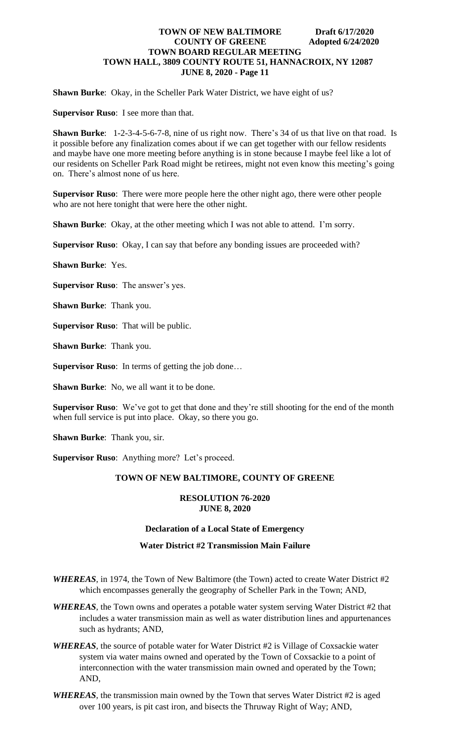**Shawn Burke**: Okay, in the Scheller Park Water District, we have eight of us?

**Supervisor Ruso**: I see more than that.

**Shawn Burke**: 1-2-3-4-5-6-7-8, nine of us right now. There's 34 of us that live on that road. Is it possible before any finalization comes about if we can get together with our fellow residents and maybe have one more meeting before anything is in stone because I maybe feel like a lot of our residents on Scheller Park Road might be retirees, might not even know this meeting's going on. There's almost none of us here.

**Supervisor Ruso**: There were more people here the other night ago, there were other people who are not here tonight that were here the other night.

**Shawn Burke**: Okay, at the other meeting which I was not able to attend. I'm sorry.

**Supervisor Ruso**: Okay, I can say that before any bonding issues are proceeded with?

**Shawn Burke**: Yes.

**Supervisor Ruso**: The answer's yes.

**Shawn Burke**: Thank you.

**Supervisor Ruso**: That will be public.

**Shawn Burke**: Thank you.

**Supervisor Ruso**: In terms of getting the job done…

**Shawn Burke**: No, we all want it to be done.

**Supervisor Ruso**: We've got to get that done and they're still shooting for the end of the month when full service is put into place. Okay, so there you go.

**Shawn Burke**: Thank you, sir.

**Supervisor Ruso**: Anything more? Let's proceed.

**TOWN OF NEW BALTIMORE, COUNTY OF GREENE**

**RESOLUTION 76-2020**
**JUNE 8, 2020**

**Declaration of a Local State of Emergency**

**Water District #2 Transmission Main Failure**

***WHEREAS***, in 1974, the Town of New Baltimore (the Town) acted to create Water District #2 which encompasses generally the geography of Scheller Park in the Town; AND,

***WHEREAS***, the Town owns and operates a potable water system serving Water District #2 that includes a water transmission main as well as water distribution lines and appurtenances such as hydrants; AND,

***WHEREAS***, the source of potable water for Water District #2 is Village of Coxsackie water system via water mains owned and operated by the Town of Coxsackie to a point of interconnection with the water transmission main owned and operated by the Town; AND,

***WHEREAS***, the transmission main owned by the Town that serves Water District #2 is aged over 100 years, is pit cast iron, and bisects the Thruway Right of Way; AND,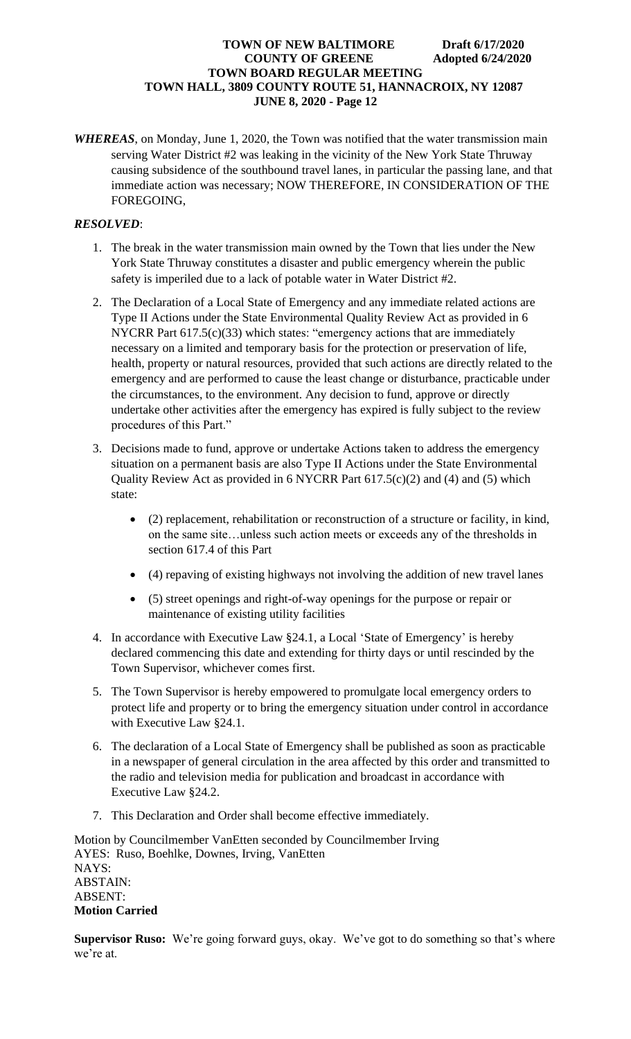*WHEREAS*, on Monday, June 1, 2020, the Town was notified that the water transmission main serving Water District #2 was leaking in the vicinity of the New York State Thruway causing subsidence of the southbound travel lanes, in particular the passing lane, and that immediate action was necessary; NOW THEREFORE, IN CONSIDERATION OF THE FOREGOING,

***RESOLVED***:

1. The break in the water transmission main owned by the Town that lies under the New York State Thruway constitutes a disaster and public emergency wherein the public safety is imperiled due to a lack of potable water in Water District #2.

2. The Declaration of a Local State of Emergency and any immediate related actions are Type II Actions under the State Environmental Quality Review Act as provided in 6 NYCRR Part 617.5(c)(33) which states: "emergency actions that are immediately necessary on a limited and temporary basis for the protection or preservation of life, health, property or natural resources, provided that such actions are directly related to the emergency and are performed to cause the least change or disturbance, practicable under the circumstances, to the environment. Any decision to fund, approve or directly undertake other activities after the emergency has expired is fully subject to the review procedures of this Part."

3. Decisions made to fund, approve or undertake Actions taken to address the emergency situation on a permanent basis are also Type II Actions under the State Environmental Quality Review Act as provided in 6 NYCRR Part 617.5(c)(2) and (4) and (5) which state:

   - (2) replacement, rehabilitation or reconstruction of a structure or facility, in kind, on the same site…unless such action meets or exceeds any of the thresholds in section 617.4 of this Part
   - (4) repaving of existing highways not involving the addition of new travel lanes
   - (5) street openings and right-of-way openings for the purpose or repair or maintenance of existing utility facilities

4. In accordance with Executive Law §24.1, a Local 'State of Emergency' is hereby declared commencing this date and extending for thirty days or until rescinded by the Town Supervisor, whichever comes first.

5. The Town Supervisor is hereby empowered to promulgate local emergency orders to protect life and property or to bring the emergency situation under control in accordance with Executive Law §24.1.

6. The declaration of a Local State of Emergency shall be published as soon as practicable in a newspaper of general circulation in the area affected by this order and transmitted to the radio and television media for publication and broadcast in accordance with Executive Law §24.2.

7. This Declaration and Order shall become effective immediately.

Motion by Councilmember VanEtten seconded by Councilmember Irving
AYES: Ruso, Boehlke, Downes, Irving, VanEtten
NAYS:
ABSTAIN:
ABSENT:
**Motion Carried**

**Supervisor Ruso:** We're going forward guys, okay. We've got to do something so that's where we're at.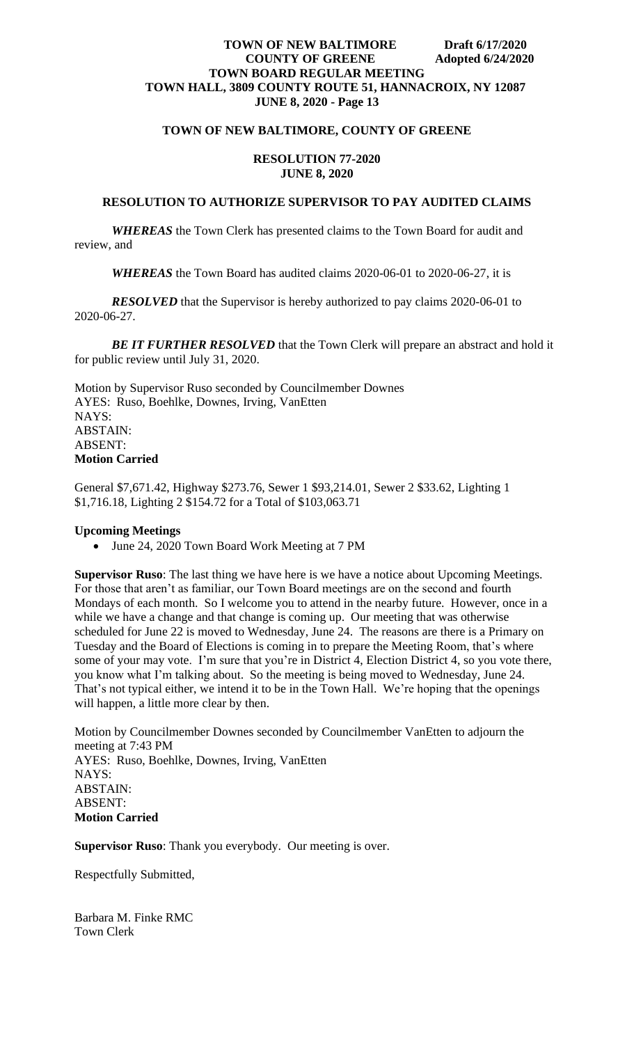## TOWN OF NEW BALTIMORE, COUNTY OF GREENE

### RESOLUTION 77-2020
### JUNE 8, 2020

### RESOLUTION TO AUTHORIZE SUPERVISOR TO PAY AUDITED CLAIMS

***WHEREAS*** the Town Clerk has presented claims to the Town Board for audit and review, and

***WHEREAS*** the Town Board has audited claims 2020-06-01 to 2020-06-27, it is

***RESOLVED*** that the Supervisor is hereby authorized to pay claims 2020-06-01 to 2020-06-27.

***BE IT FURTHER RESOLVED*** that the Town Clerk will prepare an abstract and hold it for public review until July 31, 2020.

Motion by Supervisor Ruso seconded by Councilmember Downes
AYES: Ruso, Boehlke, Downes, Irving, VanEtten
NAYS:
ABSTAIN:
ABSENT:
**Motion Carried**

General $7,671.42, Highway $273.76, Sewer 1 $93,214.01, Sewer 2 $33.62, Lighting 1 $1,716.18, Lighting 2 $154.72 for a Total of $103,063.71

**Upcoming Meetings**

- June 24, 2020 Town Board Work Meeting at 7 PM

**Supervisor Ruso**: The last thing we have here is we have a notice about Upcoming Meetings. For those that aren't as familiar, our Town Board meetings are on the second and fourth Mondays of each month. So I welcome you to attend in the nearby future. However, once in a while we have a change and that change is coming up. Our meeting that was otherwise scheduled for June 22 is moved to Wednesday, June 24. The reasons are there is a Primary on Tuesday and the Board of Elections is coming in to prepare the Meeting Room, that's where some of your may vote. I'm sure that you're in District 4, Election District 4, so you vote there, you know what I'm talking about. So the meeting is being moved to Wednesday, June 24. That's not typical either, we intend it to be in the Town Hall. We're hoping that the openings will happen, a little more clear by then.

Motion by Councilmember Downes seconded by Councilmember VanEtten to adjourn the meeting at 7:43 PM
AYES: Ruso, Boehlke, Downes, Irving, VanEtten
NAYS:
ABSTAIN:
ABSENT:
**Motion Carried**

**Supervisor Ruso**: Thank you everybody. Our meeting is over.

Respectfully Submitted,

Barbara M. Finke RMC
Town Clerk